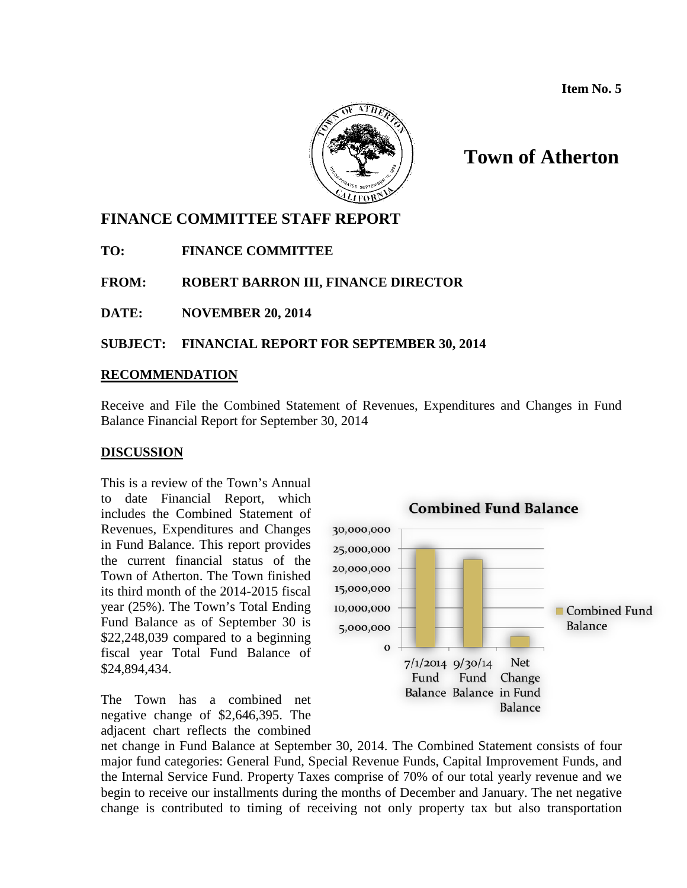Item No. 5

# Town of Atherton

## FINANCE COMMITTEE STAFF REPORT

**TO:** FINANCE COMMITTEE

**FROM:** ROBERT BARRON III, FINANCE DIRECTOR

**DATE:** NOVEMBER 20, 2014

**SUBJECT:** FINANCIAL REPORT FOR SEPTEMBER 30, 2014

### RECOMMENDATION

Receive and File the Combined Statement of Revenues, Expenditures and Changes in Fund Balance Financial Report for September 30, 2014

### DISCUSSION

This is a review of the Town's Annual to date Financial Report, which includes the Combined Statement of Revenues, Expenditures and Changes in Fund Balance. This report provides the current financial status of the Town of Atherton. The Town finished its third month of the 2014-2015 fiscal year (25%). The Town's Total Ending Fund Balance as of September 30 is $22,248,039 compared to a beginning fiscal year Total Fund Balance of $24,894,434.

The Town has a combined net negative change of $2,646,395. The adjacent chart reflects the combined net change in Fund Balance at September 30, 2014. The Combined Statement consists of four major fund categories: General Fund, Special Revenue Funds, Capital Improvement Funds, and the Internal Service Fund. Property Taxes comprise of 70% of our total yearly revenue and we begin to receive our installments during the months of December and January. The net negative change is contributed to timing of receiving not only property tax but also transportation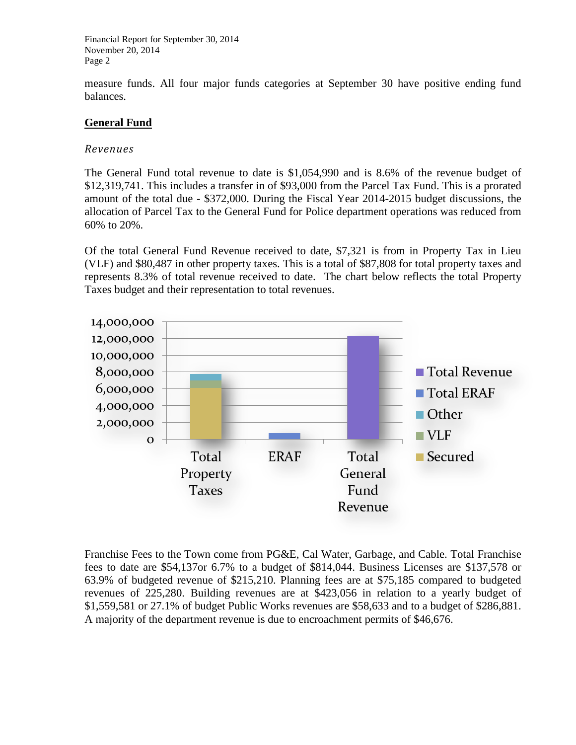measure funds. All four major funds categories at September 30 have positive ending fund balances.

## General Fund

*Revenues*

The General Fund total revenue to date is $1,054,990 and is 8.6% of the revenue budget of $12,319,741. This includes a transfer in of $93,000 from the Parcel Tax Fund. This is a prorated amount of the total due - $372,000. During the Fiscal Year 2014-2015 budget discussions, the allocation of Parcel Tax to the General Fund for Police department operations was reduced from 60% to 20%.

Of the total General Fund Revenue received to date, $7,321 is from in Property Tax in Lieu (VLF) and $80,487 in other property taxes. This is a total of $87,808 for total property taxes and represents 8.3% of total revenue received to date. The chart below reflects the total Property Taxes budget and their representation to total revenues.

Franchise Fees to the Town come from PG&E, Cal Water, Garbage, and Cable. Total Franchise fees to date are $54,137or 6.7% to a budget of $814,044. Business Licenses are $137,578 or 63.9% of budgeted revenue of $215,210. Planning fees are at $75,185 compared to budgeted revenues of 225,280. Building revenues are at $423,056 in relation to a yearly budget of $1,559,581 or 27.1% of budget Public Works revenues are $58,633 and to a budget of $286,881. A majority of the department revenue is due to encroachment permits of $46,676.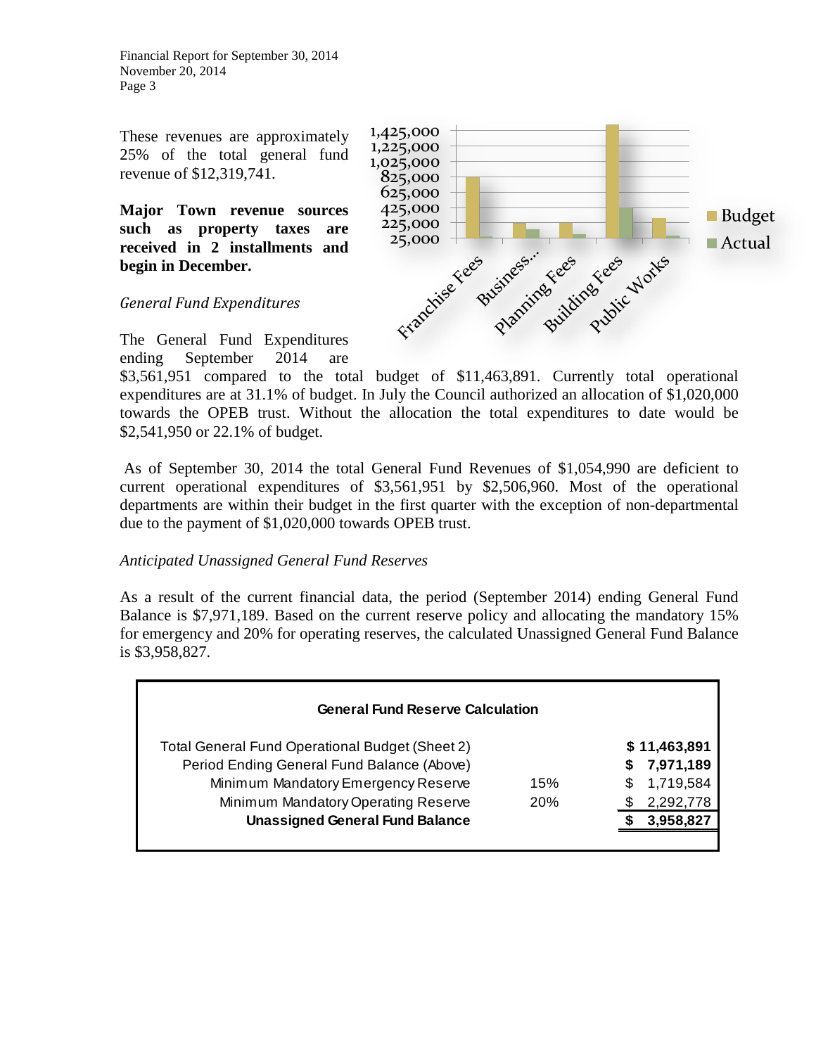These revenues are approximately 25% of the total general fund revenue of $12,319,741.

**Major Town revenue sources such as property taxes are received in 2 installments and begin in December.**

*General Fund Expenditures*

The General Fund Expenditures ending September 2014 are $3,561,951 compared to the total budget of $11,463,891. Currently total operational expenditures are at 31.1% of budget. In July the Council authorized an allocation of $1,020,000 towards the OPEB trust. Without the allocation the total expenditures to date would be $2,541,950 or 22.1% of budget.

As of September 30, 2014 the total General Fund Revenues of $1,054,990 are deficient to current operational expenditures of $3,561,951 by $2,506,960. Most of the operational departments are within their budget in the first quarter with the exception of non-departmental due to the payment of $1,020,000 towards OPEB trust.

*Anticipated Unassigned General Fund Reserves*

As a result of the current financial data, the period (September 2014) ending General Fund Balance is $7,971,189. Based on the current reserve policy and allocating the mandatory 15% for emergency and 20% for operating reserves, the calculated Unassigned General Fund Balance is $3,958,827.

| General Fund Reserve Calculation | | |
|---|---|---|
| Total General Fund Operational Budget (Sheet 2) | | $ 11,463,891 |
| Period Ending General Fund Balance (Above) | | $ 7,971,189 |
| Minimum Mandatory Emergency Reserve | 15% | $ 1,719,584 |
| Minimum Mandatory Operating Reserve | 20% | $ 2,292,778 |
| **Unassigned General Fund Balance** | | **$ 3,958,827** |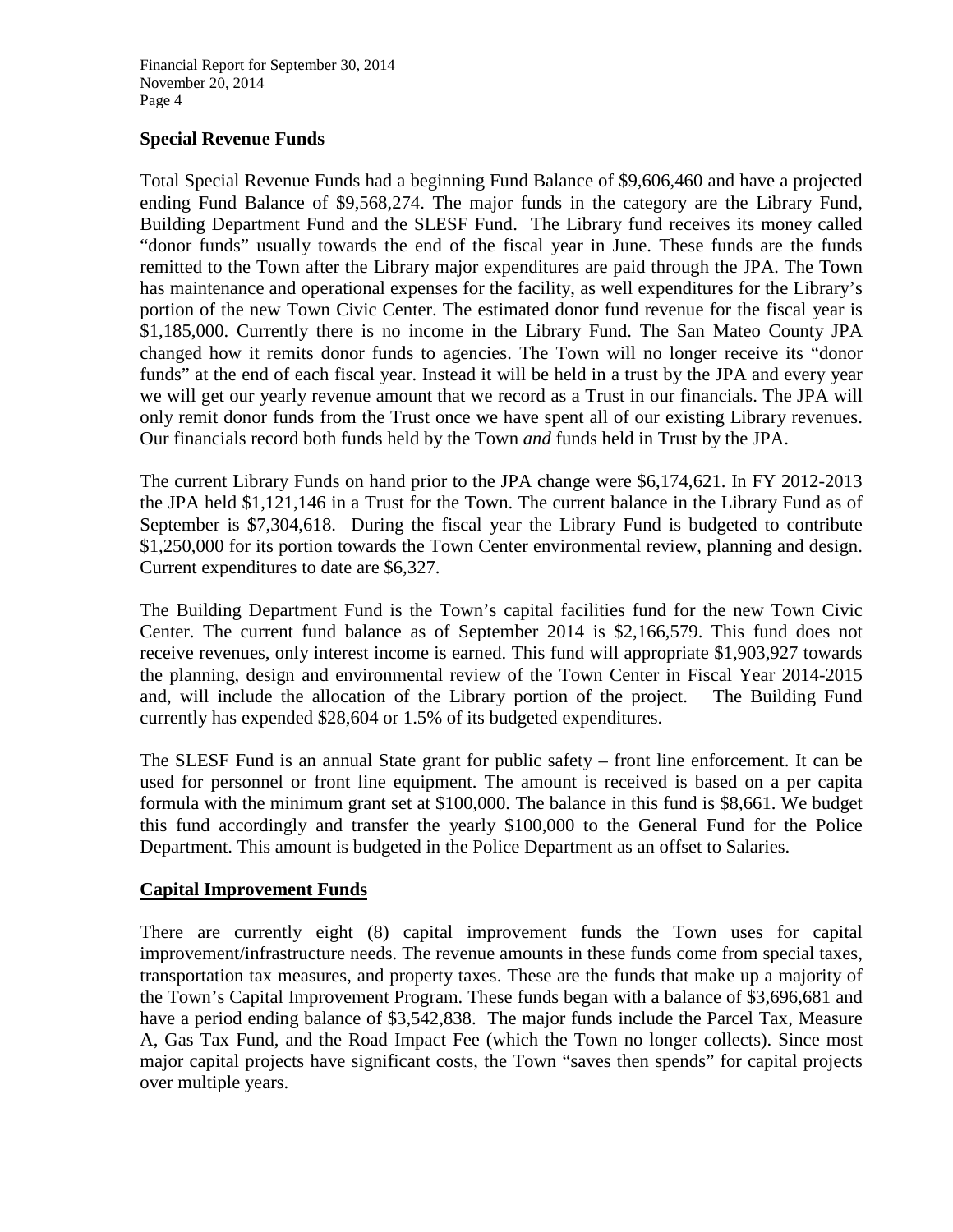**Special Revenue Funds**

Total Special Revenue Funds had a beginning Fund Balance of $9,606,460 and have a projected ending Fund Balance of $9,568,274. The major funds in the category are the Library Fund, Building Department Fund and the SLESF Fund. The Library fund receives its money called "donor funds" usually towards the end of the fiscal year in June. These funds are the funds remitted to the Town after the Library major expenditures are paid through the JPA. The Town has maintenance and operational expenses for the facility, as well expenditures for the Library's portion of the new Town Civic Center. The estimated donor fund revenue for the fiscal year is $1,185,000. Currently there is no income in the Library Fund. The San Mateo County JPA changed how it remits donor funds to agencies. The Town will no longer receive its "donor funds" at the end of each fiscal year. Instead it will be held in a trust by the JPA and every year we will get our yearly revenue amount that we record as a Trust in our financials. The JPA will only remit donor funds from the Trust once we have spent all of our existing Library revenues. Our financials record both funds held by the Town *and* funds held in Trust by the JPA.

The current Library Funds on hand prior to the JPA change were $6,174,621. In FY 2012-2013 the JPA held $1,121,146 in a Trust for the Town. The current balance in the Library Fund as of September is $7,304,618. During the fiscal year the Library Fund is budgeted to contribute $1,250,000 for its portion towards the Town Center environmental review, planning and design. Current expenditures to date are $6,327.

The Building Department Fund is the Town's capital facilities fund for the new Town Civic Center. The current fund balance as of September 2014 is $2,166,579. This fund does not receive revenues, only interest income is earned. This fund will appropriate $1,903,927 towards the planning, design and environmental review of the Town Center in Fiscal Year 2014-2015 and, will include the allocation of the Library portion of the project. The Building Fund currently has expended $28,604 or 1.5% of its budgeted expenditures.

The SLESF Fund is an annual State grant for public safety – front line enforcement. It can be used for personnel or front line equipment. The amount is received is based on a per capita formula with the minimum grant set at $100,000. The balance in this fund is $8,661. We budget this fund accordingly and transfer the yearly $100,000 to the General Fund for the Police Department. This amount is budgeted in the Police Department as an offset to Salaries.

**Capital Improvement Funds**

There are currently eight (8) capital improvement funds the Town uses for capital improvement/infrastructure needs. The revenue amounts in these funds come from special taxes, transportation tax measures, and property taxes. These are the funds that make up a majority of the Town's Capital Improvement Program. These funds began with a balance of $3,696,681 and have a period ending balance of $3,542,838. The major funds include the Parcel Tax, Measure A, Gas Tax Fund, and the Road Impact Fee (which the Town no longer collects). Since most major capital projects have significant costs, the Town "saves then spends" for capital projects over multiple years.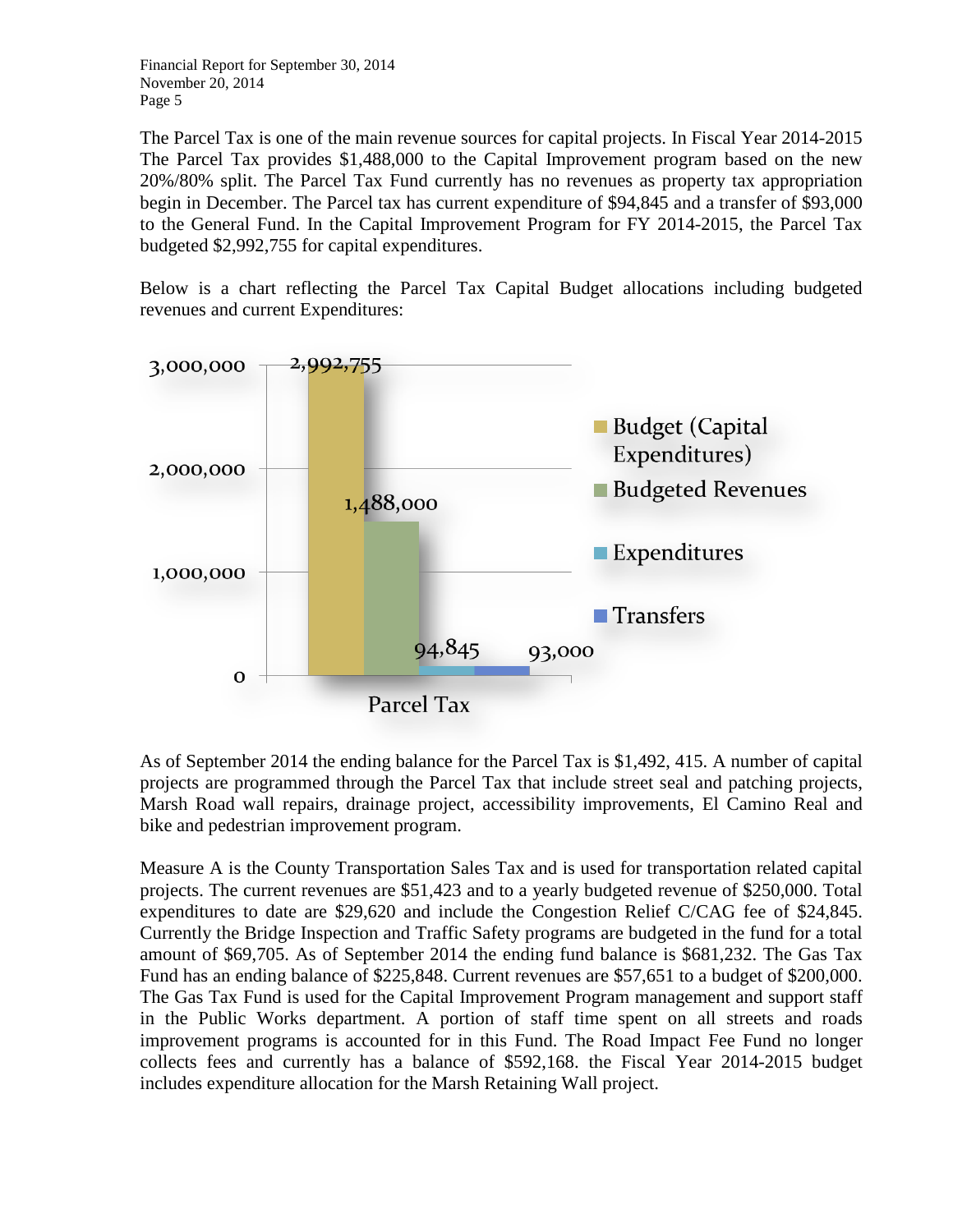The Parcel Tax is one of the main revenue sources for capital projects. In Fiscal Year 2014-2015 The Parcel Tax provides $1,488,000 to the Capital Improvement program based on the new 20%/80% split. The Parcel Tax Fund currently has no revenues as property tax appropriation begin in December. The Parcel tax has current expenditure of $94,845 and a transfer of $93,000 to the General Fund. In the Capital Improvement Program for FY 2014-2015, the Parcel Tax budgeted $2,992,755 for capital expenditures.

Below is a chart reflecting the Parcel Tax Capital Budget allocations including budgeted revenues and current Expenditures:

| Parcel Tax | Amount |
|---|---|
| Budget (Capital Expenditures) | 2,992,755 |
| Budgeted Revenues | 1,488,000 |
| Expenditures | 94,845 |
| Transfers | 93,000 |

As of September 2014 the ending balance for the Parcel Tax is $1,492, 415. A number of capital projects are programmed through the Parcel Tax that include street seal and patching projects, Marsh Road wall repairs, drainage project, accessibility improvements, El Camino Real and bike and pedestrian improvement program.

Measure A is the County Transportation Sales Tax and is used for transportation related capital projects. The current revenues are $51,423 and to a yearly budgeted revenue of $250,000. Total expenditures to date are $29,620 and include the Congestion Relief C/CAG fee of $24,845. Currently the Bridge Inspection and Traffic Safety programs are budgeted in the fund for a total amount of $69,705. As of September 2014 the ending fund balance is $681,232. The Gas Tax Fund has an ending balance of $225,848. Current revenues are $57,651 to a budget of $200,000. The Gas Tax Fund is used for the Capital Improvement Program management and support staff in the Public Works department. A portion of staff time spent on all streets and roads improvement programs is accounted for in this Fund. The Road Impact Fee Fund no longer collects fees and currently has a balance of $592,168. the Fiscal Year 2014-2015 budget includes expenditure allocation for the Marsh Retaining Wall project.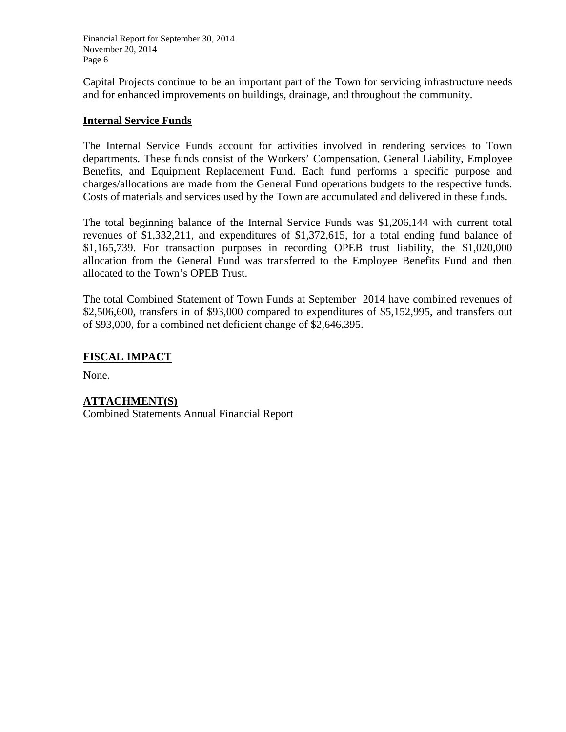Capital Projects continue to be an important part of the Town for servicing infrastructure needs and for enhanced improvements on buildings, drainage, and throughout the community.

## Internal Service Funds

The Internal Service Funds account for activities involved in rendering services to Town departments. These funds consist of the Workers' Compensation, General Liability, Employee Benefits, and Equipment Replacement Fund. Each fund performs a specific purpose and charges/allocations are made from the General Fund operations budgets to the respective funds. Costs of materials and services used by the Town are accumulated and delivered in these funds.

The total beginning balance of the Internal Service Funds was $1,206,144 with current total revenues of $1,332,211, and expenditures of $1,372,615, for a total ending fund balance of $1,165,739. For transaction purposes in recording OPEB trust liability, the $1,020,000 allocation from the General Fund was transferred to the Employee Benefits Fund and then allocated to the Town's OPEB Trust.

The total Combined Statement of Town Funds at September 2014 have combined revenues of $2,506,600, transfers in of $93,000 compared to expenditures of $5,152,995, and transfers out of $93,000, for a combined net deficient change of $2,646,395.

## FISCAL IMPACT

None.

## ATTACHMENT(S)

Combined Statements Annual Financial Report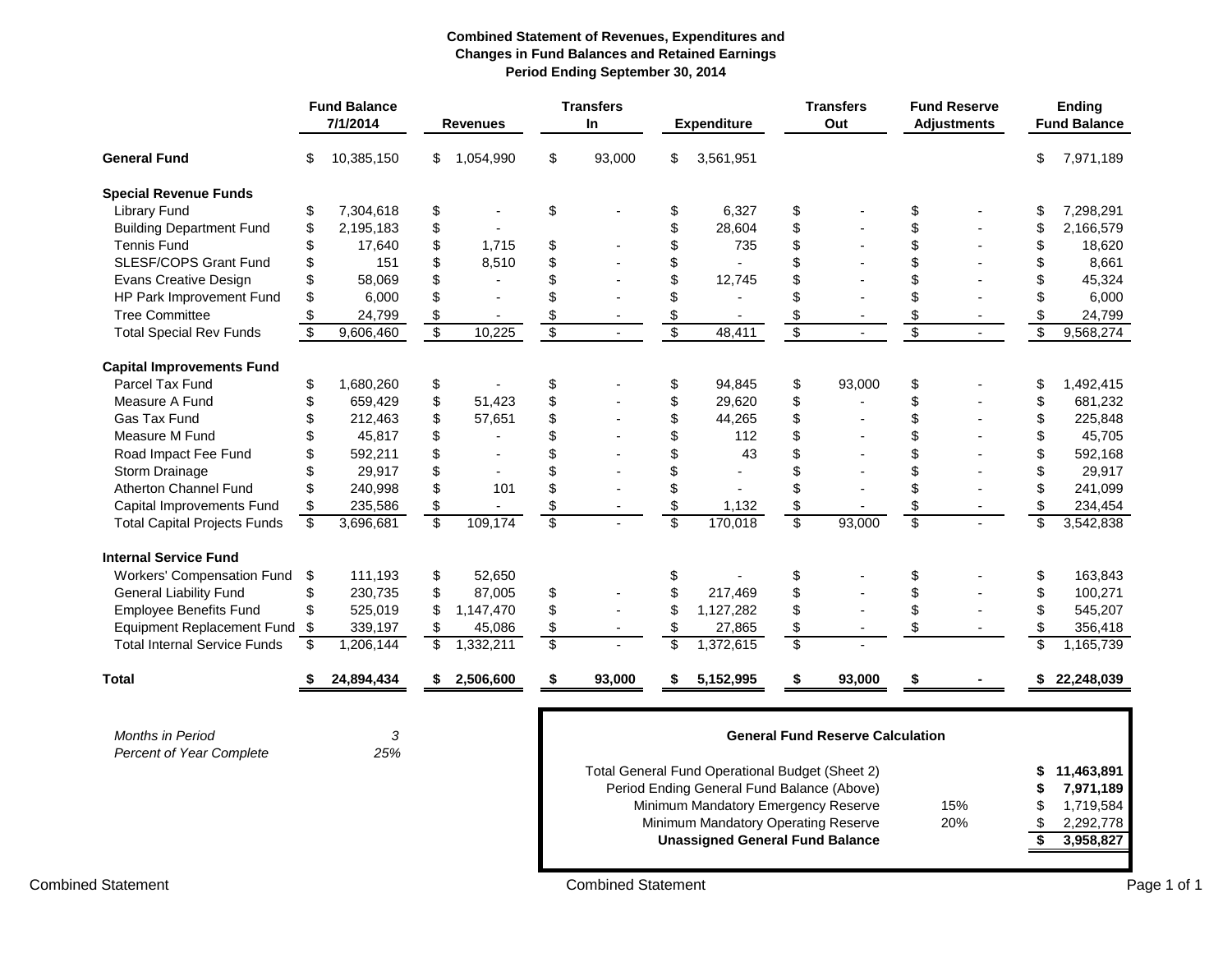**Combined Statement of Revenues, Expenditures and Changes in Fund Balances and Retained Earnings**
**Period Ending September 30, 2014**

| | Fund Balance 7/1/2014 | Revenues | Transfers In | Expenditure | Transfers Out | Fund Reserve Adjustments | Ending Fund Balance |
|---|---|---|---|---|---|---|---|
| **General Fund** | $ 10,385,150 | $ 1,054,990 | $ 93,000 | $ 3,561,951 | | | $ 7,971,189 |
| **Special Revenue Funds** | | | | | | | |
| Library Fund | $ 7,304,618 | $ - | $ - | $ 6,327 | $ - | $ - | $ 7,298,291 |
| Building Department Fund | $ 2,195,183 | $ - | | $ 28,604 | $ - | $ - | $ 2,166,579 |
| Tennis Fund | $ 17,640 | $ 1,715 | $ - | $ 735 | $ - | $ - | $ 18,620 |
| SLESF/COPS Grant Fund | $ 151 | $ 8,510 | $ - | $ - | $ - | $ - | $ 8,661 |
| Evans Creative Design | $ 58,069 | $ - | $ - | $ 12,745 | $ - | $ - | $ 45,324 |
| HP Park Improvement Fund | $ 6,000 | $ - | $ - | $ - | $ - | $ - | $ 6,000 |
| Tree Committee | $ 24,799 | $ - | $ - | $ - | $ - | $ - | $ 24,799 |
| Total Special Rev Funds | $ 9,606,460 | $ 10,225 | $ - | $ 48,411 | $ - | $ - | $ 9,568,274 |
| **Capital Improvements Fund** | | | | | | | |
| Parcel Tax Fund | $ 1,680,260 | $ - | $ - | $ 94,845 | $ 93,000 | $ - | $ 1,492,415 |
| Measure A Fund | $ 659,429 | $ 51,423 | $ - | $ 29,620 | $ - | $ - | $ 681,232 |
| Gas Tax Fund | $ 212,463 | $ 57,651 | $ - | $ 44,265 | $ - | $ - | $ 225,848 |
| Measure M Fund | $ 45,817 | $ - | $ - | $ 112 | $ - | $ - | $ 45,705 |
| Road Impact Fee Fund | $ 592,211 | $ - | $ - | $ 43 | $ - | $ - | $ 592,168 |
| Storm Drainage | $ 29,917 | $ - | $ - | $ - | $ - | $ - | $ 29,917 |
| Atherton Channel Fund | $ 240,998 | $ 101 | $ - | $ - | $ - | $ - | $ 241,099 |
| Capital Improvements Fund | $ 235,586 | $ - | $ - | $ 1,132 | $ - | $ - | $ 234,454 |
| Total Capital Projects Funds | $ 3,696,681 | $ 109,174 | $ - | $ 170,018 | $ 93,000 | $ - | $ 3,542,838 |
| **Internal Service Fund** | | | | | | | |
| Workers' Compensation Fund | $ 111,193 | $ 52,650 | | $ - | $ - | $ - | $ 163,843 |
| General Liability Fund | $ 230,735 | $ 87,005 | $ - | $ 217,469 | $ - | $ - | $ 100,271 |
| Employee Benefits Fund | $ 525,019 | $ 1,147,470 | $ - | $ 1,127,282 | $ - | $ - | $ 545,207 |
| Equipment Replacement Fund | $ 339,197 | $ 45,086 | $ - | $ 27,865 | $ - | $ - | $ 356,418 |
| Total Internal Service Funds | $ 1,206,144 | $ 1,332,211 | $ - | $ 1,372,615 | $ - | | $ 1,165,739 |
| **Total** | **$ 24,894,434** | **$ 2,506,600** | **$ 93,000** | **$ 5,152,995** | **$ 93,000** | **$ -** | **$ 22,248,039** |

*Months in Period* *3*
*Percent of Year Complete* *25%*

**General Fund Reserve Calculation**

| | | |
|---|---|---|
| Total General Fund Operational Budget (Sheet 2) | | **$ 11,463,891** |
| Period Ending General Fund Balance (Above) | | **$ 7,971,189** |
| Minimum Mandatory Emergency Reserve | 15% | $ 1,719,584 |
| Minimum Mandatory Operating Reserve | 20% | $ 2,292,778 |
| **Unassigned General Fund Balance** | | **$ 3,958,827** |

Combined Statement

Combined Statement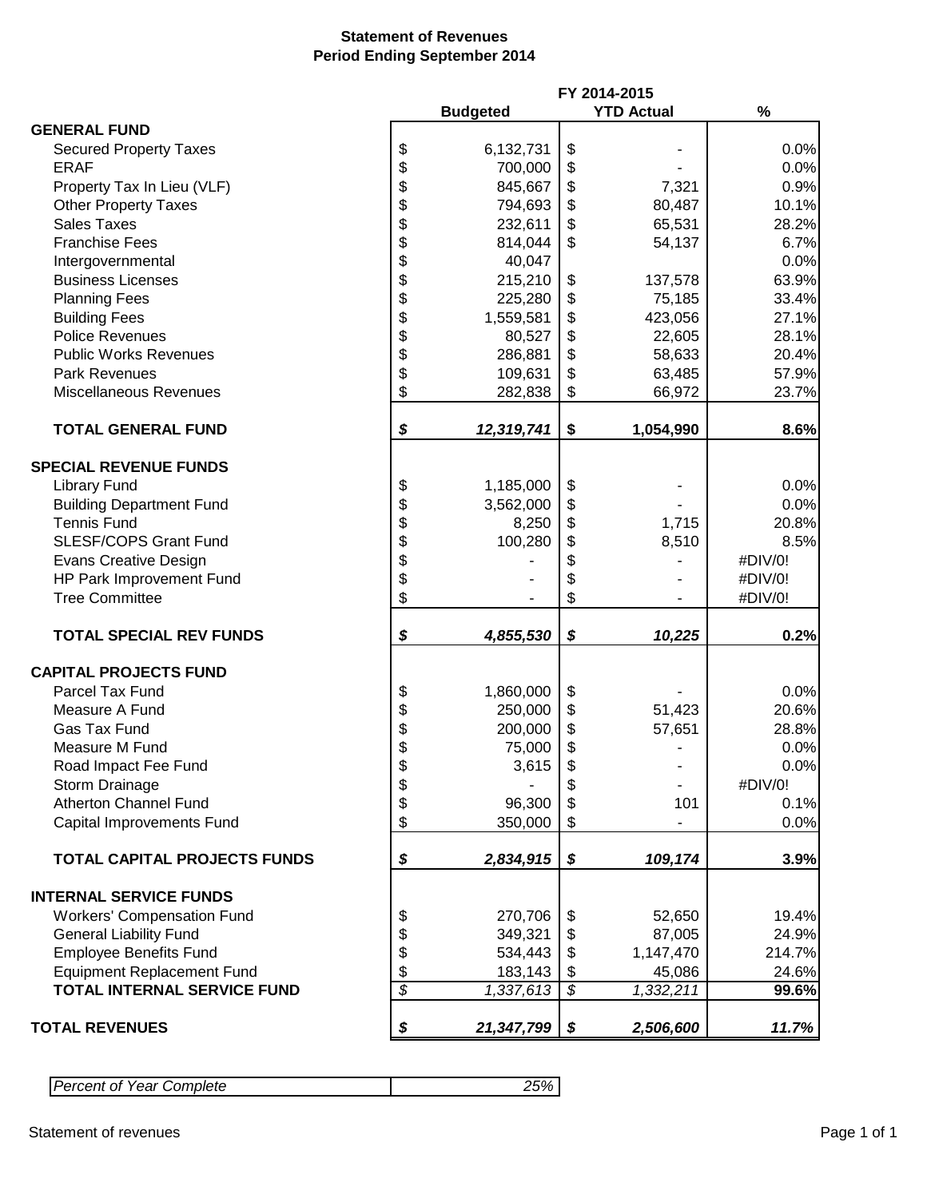**Statement of Revenues**
**Period Ending September 2014**

| | FY 2014-2015 | | |
|---|---|---|---|
| | **Budgeted** | **YTD Actual** | **%** |
| **GENERAL FUND** | | | |
| Secured Property Taxes | $ 6,132,731 | $ - | 0.0% |
| ERAF | $ 700,000 | $ - | 0.0% |
| Property Tax In Lieu (VLF) | $ 845,667 | $ 7,321 | 0.9% |
| Other Property Taxes | $ 794,693 | $ 80,487 | 10.1% |
| Sales Taxes | $ 232,611 | $ 65,531 | 28.2% |
| Franchise Fees | $ 814,044 | $ 54,137 | 6.7% |
| Intergovernmental | $ 40,047 | | 0.0% |
| Business Licenses | $ 215,210 | $ 137,578 | 63.9% |
| Planning Fees | $ 225,280 | $ 75,185 | 33.4% |
| Building Fees | $ 1,559,581 | $ 423,056 | 27.1% |
| Police Revenues | $ 80,527 | $ 22,605 | 28.1% |
| Public Works Revenues | $ 286,881 | $ 58,633 | 20.4% |
| Park Revenues | $ 109,631 | $ 63,485 | 57.9% |
| Miscellaneous Revenues | $ 282,838 | $ 66,972 | 23.7% |
| **TOTAL GENERAL FUND** | ***$ 12,319,741*** | **$ 1,054,990** | **8.6%** |
| **SPECIAL REVENUE FUNDS** | | | |
| Library Fund | $ 1,185,000 | $ - | 0.0% |
| Building Department Fund | $ 3,562,000 | $ - | 0.0% |
| Tennis Fund | $ 8,250 | $ 1,715 | 20.8% |
| SLESF/COPS Grant Fund | $ 100,280 | $ 8,510 | 8.5% |
| Evans Creative Design | $ - | $ - | #DIV/0! |
| HP Park Improvement Fund | $ - | $ - | #DIV/0! |
| Tree Committee | $ - | $ - | #DIV/0! |
| **TOTAL SPECIAL REV FUNDS** | ***$ 4,855,530*** | ***$ 10,225*** | **0.2%** |
| **CAPITAL PROJECTS FUND** | | | |
| Parcel Tax Fund | $ 1,860,000 | $ - | 0.0% |
| Measure A Fund | $ 250,000 | $ 51,423 | 20.6% |
| Gas Tax Fund | $ 200,000 | $ 57,651 | 28.8% |
| Measure M Fund | $ 75,000 | $ - | 0.0% |
| Road Impact Fee Fund | $ 3,615 | $ - | 0.0% |
| Storm Drainage | $ - | $ - | #DIV/0! |
| Atherton Channel Fund | $ 96,300 | $ 101 | 0.1% |
| Capital Improvements Fund | $ 350,000 | $ - | 0.0% |
| **TOTAL CAPITAL PROJECTS FUNDS** | ***$ 2,834,915*** | ***$ 109,174*** | **3.9%** |
| **INTERNAL SERVICE FUNDS** | | | |
| Workers' Compensation Fund | $ 270,706 | $ 52,650 | 19.4% |
| General Liability Fund | $ 349,321 | $ 87,005 | 24.9% |
| Employee Benefits Fund | $ 534,443 | $ 1,147,470 | 214.7% |
| Equipment Replacement Fund | $ 183,143 | $ 45,086 | 24.6% |
| **TOTAL INTERNAL SERVICE FUND** | *$ 1,337,613* | *$ 1,332,211* | **99.6%** |
| **TOTAL REVENUES** | ***$ 21,347,799*** | ***$ 2,506,600*** | ***11.7%*** |

| | |
|---|---|
| *Percent of Year Complete* | *25%* |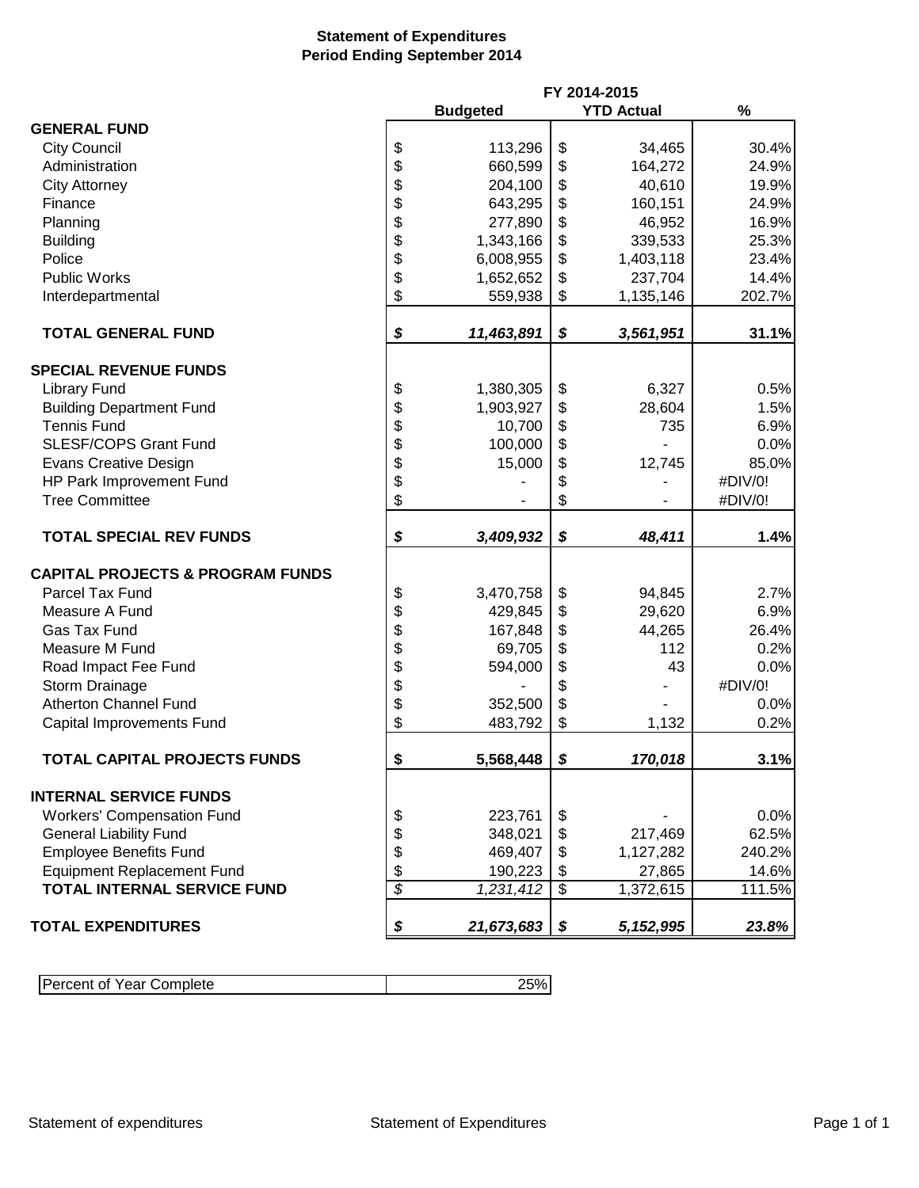# Statement of Expenditures
## Period Ending September 2014

| | FY 2014-2015 | | |
|---|---|---|---|
| | Budgeted | YTD Actual | % |
| **GENERAL FUND** | | | |
| City Council | $ 113,296 | $ 34,465 | 30.4% |
| Administration | $ 660,599 | $ 164,272 | 24.9% |
| City Attorney | $ 204,100 | $ 40,610 | 19.9% |
| Finance | $ 643,295 | $ 160,151 | 24.9% |
| Planning | $ 277,890 | $ 46,952 | 16.9% |
| Building | $ 1,343,166 | $ 339,533 | 25.3% |
| Police | $ 6,008,955 | $ 1,403,118 | 23.4% |
| Public Works | $ 1,652,652 | $ 237,704 | 14.4% |
| Interdepartmental | $ 559,938 | $ 1,135,146 | 202.7% |
| **TOTAL GENERAL FUND** | ***$ 11,463,891*** | ***$ 3,561,951*** | **31.1%** |
| **SPECIAL REVENUE FUNDS** | | | |
| Library Fund | $ 1,380,305 | $ 6,327 | 0.5% |
| Building Department Fund | $ 1,903,927 | $ 28,604 | 1.5% |
| Tennis Fund | $ 10,700 | $ 735 | 6.9% |
| SLESF/COPS Grant Fund | $ 100,000 | $ - | 0.0% |
| Evans Creative Design | $ 15,000 | $ 12,745 | 85.0% |
| HP Park Improvement Fund | $ - | $ - | #DIV/0! |
| Tree Committee | $ - | $ - | #DIV/0! |
| **TOTAL SPECIAL REV FUNDS** | ***$ 3,409,932*** | ***$ 48,411*** | **1.4%** |
| **CAPITAL PROJECTS & PROGRAM FUNDS** | | | |
| Parcel Tax Fund | $ 3,470,758 | $ 94,845 | 2.7% |
| Measure A Fund | $ 429,845 | $ 29,620 | 6.9% |
| Gas Tax Fund | $ 167,848 | $ 44,265 | 26.4% |
| Measure M Fund | $ 69,705 | $ 112 | 0.2% |
| Road Impact Fee Fund | $ 594,000 | $ 43 | 0.0% |
| Storm Drainage | $ - | $ - | #DIV/0! |
| Atherton Channel Fund | $ 352,500 | $ - | 0.0% |
| Capital Improvements Fund | $ 483,792 | $ 1,132 | 0.2% |
| **TOTAL CAPITAL PROJECTS FUNDS** | **$ 5,568,448** | ***$ 170,018*** | **3.1%** |
| **INTERNAL SERVICE FUNDS** | | | |
| Workers' Compensation Fund | $ 223,761 | $ - | 0.0% |
| General Liability Fund | $ 348,021 | $ 217,469 | 62.5% |
| Employee Benefits Fund | $ 469,407 | $ 1,127,282 | 240.2% |
| Equipment Replacement Fund | $ 190,223 | $ 27,865 | 14.6% |
| **TOTAL INTERNAL SERVICE FUND** | *$ 1,231,412* | $ 1,372,615 | 111.5% |
| **TOTAL EXPENDITURES** | ***$ 21,673,683*** | ***$ 5,152,995*** | ***23.8%*** |

| Percent of Year Complete | 25% |
|---|---|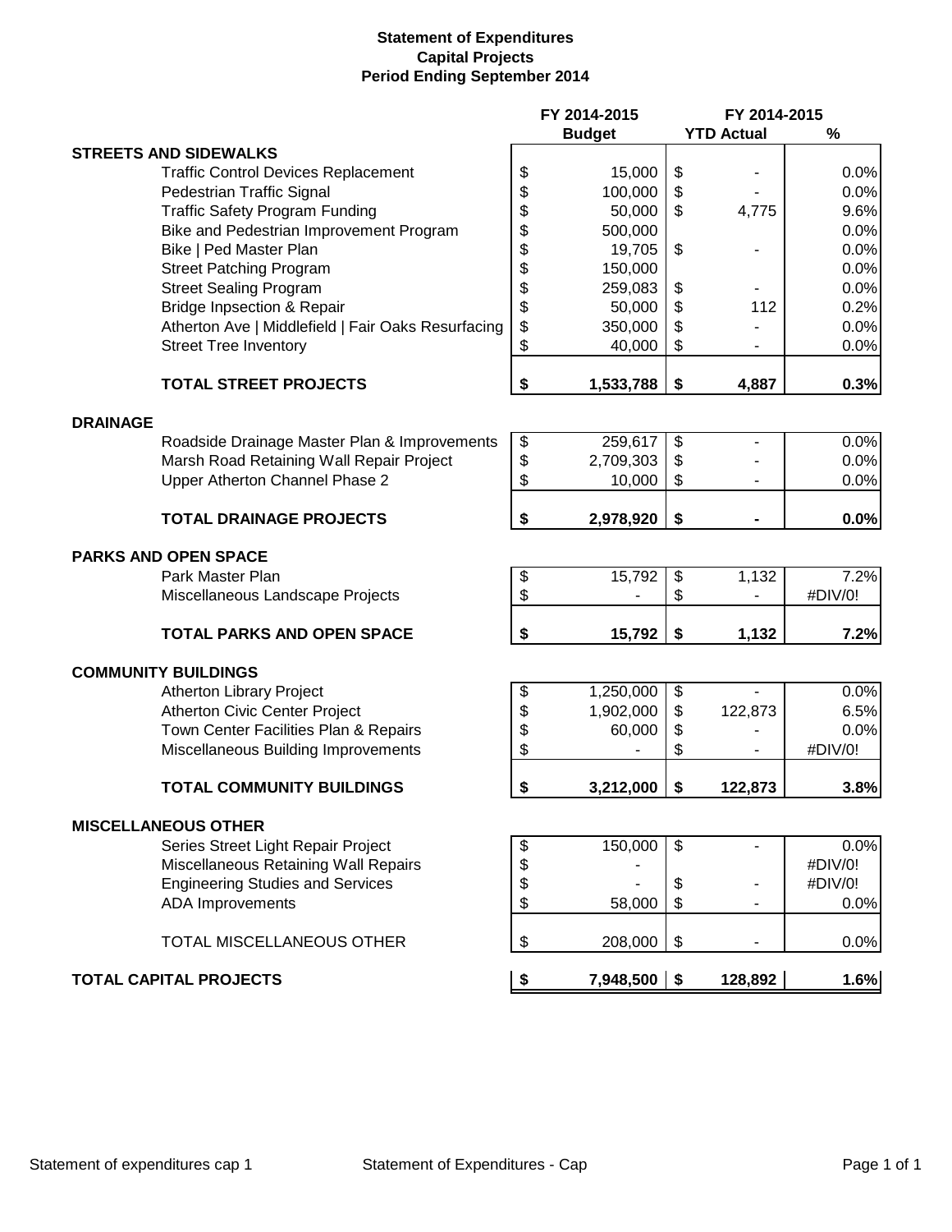**Statement of Expenditures**
**Capital Projects**
**Period Ending September 2014**

| | FY 2014-2015 Budget | FY 2014-2015 YTD Actual | % |
|---|---|---|---|
| **STREETS AND SIDEWALKS** | | | |
| Traffic Control Devices Replacement | $ 15,000 | $ - | 0.0% |
| Pedestrian Traffic Signal | $ 100,000 | $ - | 0.0% |
| Traffic Safety Program Funding | $ 50,000 | $ 4,775 | 9.6% |
| Bike and Pedestrian Improvement Program | $ 500,000 | | 0.0% |
| Bike \| Ped Master Plan | $ 19,705 | $ - | 0.0% |
| Street Patching Program | $ 150,000 | | 0.0% |
| Street Sealing Program | $ 259,083 | $ - | 0.0% |
| Bridge Inpsection & Repair | $ 50,000 | $ 112 | 0.2% |
| Atherton Ave \| Middlefield \| Fair Oaks Resurfacing | $ 350,000 | $ - | 0.0% |
| Street Tree Inventory | $ 40,000 | $ - | 0.0% |
| **TOTAL STREET PROJECTS** | **$ 1,533,788** | **$ 4,887** | **0.3%** |
| **DRAINAGE** | | | |
| Roadside Drainage Master Plan & Improvements | $ 259,617 | $ - | 0.0% |
| Marsh Road Retaining Wall Repair Project | $ 2,709,303 | $ - | 0.0% |
| Upper Atherton Channel Phase 2 | $ 10,000 | $ - | 0.0% |
| **TOTAL DRAINAGE PROJECTS** | **$ 2,978,920** | **$ -** | **0.0%** |
| **PARKS AND OPEN SPACE** | | | |
| Park Master Plan | $ 15,792 | $ 1,132 | 7.2% |
| Miscellaneous Landscape Projects | $ - | $ - | #DIV/0! |
| **TOTAL PARKS AND OPEN SPACE** | **$ 15,792** | **$ 1,132** | **7.2%** |
| **COMMUNITY BUILDINGS** | | | |
| Atherton Library Project | $ 1,250,000 | $ - | 0.0% |
| Atherton Civic Center Project | $ 1,902,000 | $ 122,873 | 6.5% |
| Town Center Facilities Plan & Repairs | $ 60,000 | $ - | 0.0% |
| Miscellaneous Building Improvements | $ - | $ - | #DIV/0! |
| **TOTAL COMMUNITY BUILDINGS** | **$ 3,212,000** | **$ 122,873** | **3.8%** |
| **MISCELLANEOUS OTHER** | | | |
| Series Street Light Repair Project | $ 150,000 | $ - | 0.0% |
| Miscellaneous Retaining Wall Repairs | $ - | | #DIV/0! |
| Engineering Studies and Services | $ - | $ - | #DIV/0! |
| ADA Improvements | $ 58,000 | $ - | 0.0% |
| TOTAL MISCELLANEOUS OTHER | $ 208,000 | $ - | 0.0% |
| **TOTAL CAPITAL PROJECTS** | **$ 7,948,500** | **$ 128,892** | **1.6%** |